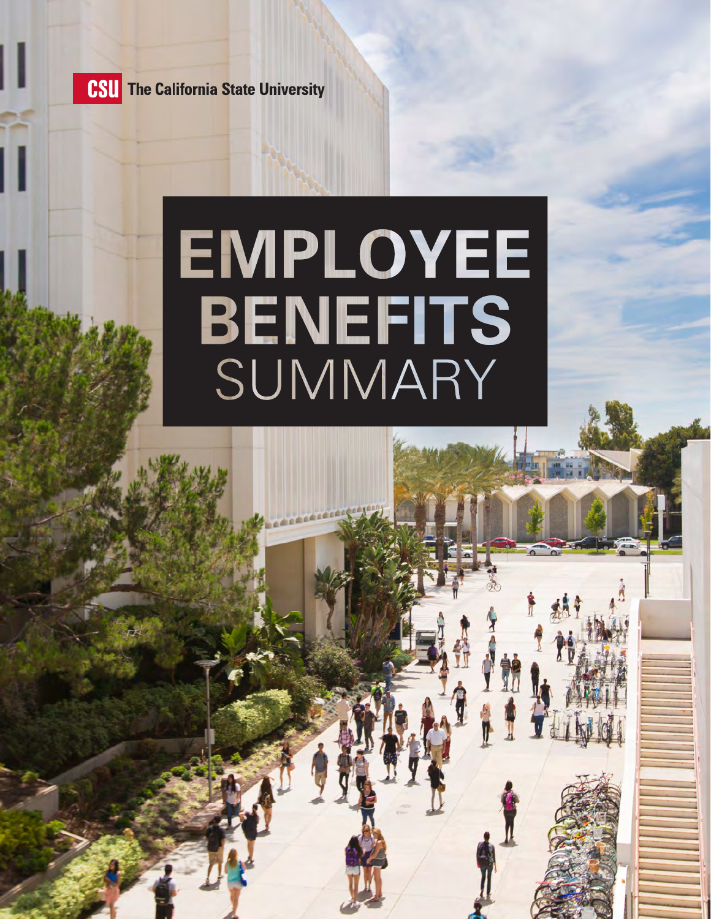CSU The California State University

# EMPLOYEE BENEFITS SUMMARY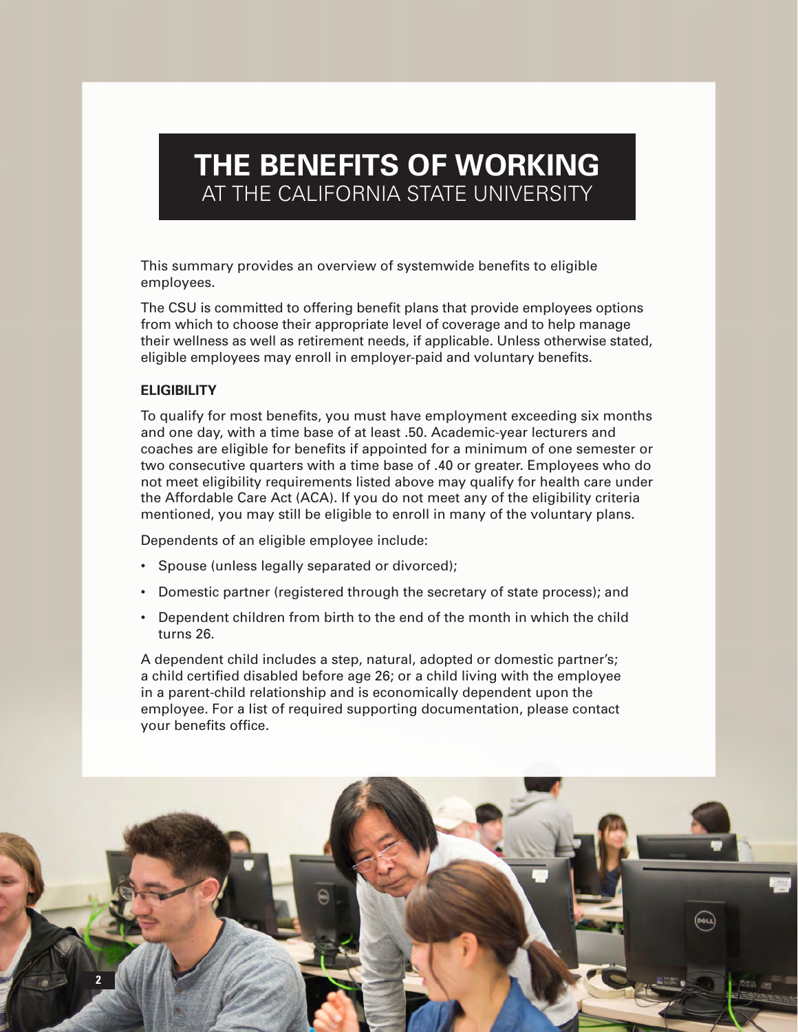# THE BENEFITS OF WORKING AT THE CALIFORNIA STATE UNIVERSITY

This summary provides an overview of systemwide benefits to eligible employees.

The CSU is committed to offering benefit plans that provide employees options from which to choose their appropriate level of coverage and to help manage their wellness as well as retirement needs, if applicable. Unless otherwise stated, eligible employees may enroll in employer-paid and voluntary benefits.

## ELIGIBILITY

To qualify for most benefits, you must have employment exceeding six months and one day, with a time base of at least .50. Academic-year lecturers and coaches are eligible for benefits if appointed for a minimum of one semester or two consecutive quarters with a time base of .40 or greater. Employees who do not meet eligibility requirements listed above may qualify for health care under the Affordable Care Act (ACA). If you do not meet any of the eligibility criteria mentioned, you may still be eligible to enroll in many of the voluntary plans.

Dependents of an eligible employee include:

- Spouse (unless legally separated or divorced);
- Domestic partner (registered through the secretary of state process); and
- Dependent children from birth to the end of the month in which the child turns 26.

A dependent child includes a step, natural, adopted or domestic partner's; a child certified disabled before age 26; or a child living with the employee in a parent-child relationship and is economically dependent upon the employee. For a list of required supporting documentation, please contact your benefits office.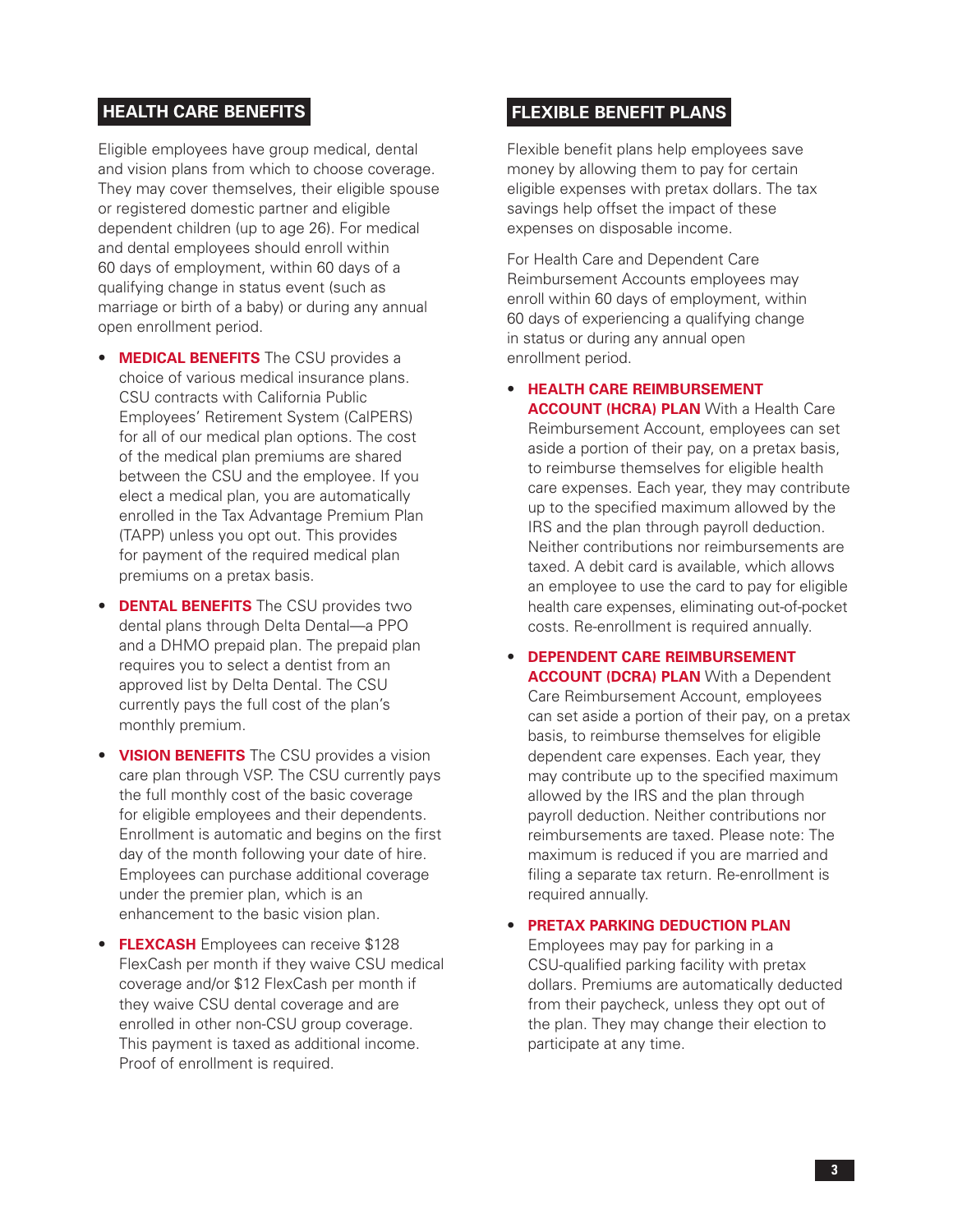## HEALTH CARE BENEFITS

Eligible employees have group medical, dental and vision plans from which to choose coverage. They may cover themselves, their eligible spouse or registered domestic partner and eligible dependent children (up to age 26). For medical and dental employees should enroll within 60 days of employment, within 60 days of a qualifying change in status event (such as marriage or birth of a baby) or during any annual open enrollment period.

- **MEDICAL BENEFITS** The CSU provides a choice of various medical insurance plans. CSU contracts with California Public Employees' Retirement System (CalPERS) for all of our medical plan options. The cost of the medical plan premiums are shared between the CSU and the employee. If you elect a medical plan, you are automatically enrolled in the Tax Advantage Premium Plan (TAPP) unless you opt out. This provides for payment of the required medical plan premiums on a pretax basis.
- **DENTAL BENEFITS** The CSU provides two dental plans through Delta Dental—a PPO and a DHMO prepaid plan. The prepaid plan requires you to select a dentist from an approved list by Delta Dental. The CSU currently pays the full cost of the plan's monthly premium.
- **VISION BENEFITS** The CSU provides a vision care plan through VSP. The CSU currently pays the full monthly cost of the basic coverage for eligible employees and their dependents. Enrollment is automatic and begins on the first day of the month following your date of hire. Employees can purchase additional coverage under the premier plan, which is an enhancement to the basic vision plan.
- **FLEXCASH** Employees can receive $128 FlexCash per month if they waive CSU medical coverage and/or $12 FlexCash per month if they waive CSU dental coverage and are enrolled in other non-CSU group coverage. This payment is taxed as additional income. Proof of enrollment is required.

## FLEXIBLE BENEFIT PLANS

Flexible benefit plans help employees save money by allowing them to pay for certain eligible expenses with pretax dollars. The tax savings help offset the impact of these expenses on disposable income.

For Health Care and Dependent Care Reimbursement Accounts employees may enroll within 60 days of employment, within 60 days of experiencing a qualifying change in status or during any annual open enrollment period.

- **HEALTH CARE REIMBURSEMENT ACCOUNT (HCRA) PLAN** With a Health Care Reimbursement Account, employees can set aside a portion of their pay, on a pretax basis, to reimburse themselves for eligible health care expenses. Each year, they may contribute up to the specified maximum allowed by the IRS and the plan through payroll deduction. Neither contributions nor reimbursements are taxed. A debit card is available, which allows an employee to use the card to pay for eligible health care expenses, eliminating out-of-pocket costs. Re-enrollment is required annually.
- **DEPENDENT CARE REIMBURSEMENT ACCOUNT (DCRA) PLAN** With a Dependent Care Reimbursement Account, employees can set aside a portion of their pay, on a pretax basis, to reimburse themselves for eligible dependent care expenses. Each year, they may contribute up to the specified maximum allowed by the IRS and the plan through payroll deduction. Neither contributions nor reimbursements are taxed. Please note: The maximum is reduced if you are married and filing a separate tax return. Re-enrollment is required annually.
- **PRETAX PARKING DEDUCTION PLAN** Employees may pay for parking in a CSU-qualified parking facility with pretax dollars. Premiums are automatically deducted from their paycheck, unless they opt out of the plan. They may change their election to participate at any time.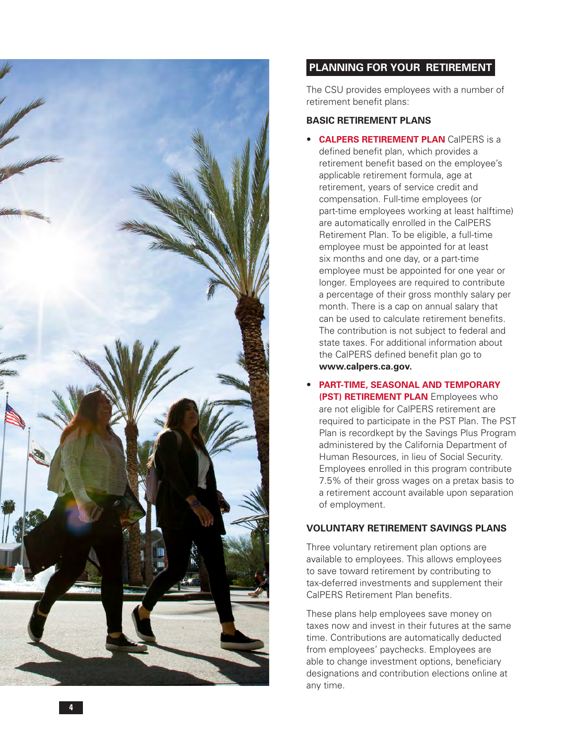## PLANNING FOR YOUR RETIREMENT

The CSU provides employees with a number of retirement benefit plans:

### BASIC RETIREMENT PLANS

- **CALPERS RETIREMENT PLAN** CalPERS is a defined benefit plan, which provides a retirement benefit based on the employee's applicable retirement formula, age at retirement, years of service credit and compensation. Full-time employees (or part-time employees working at least halftime) are automatically enrolled in the CalPERS Retirement Plan. To be eligible, a full-time employee must be appointed for at least six months and one day, or a part-time employee must be appointed for one year or longer. Employees are required to contribute a percentage of their gross monthly salary per month. There is a cap on annual salary that can be used to calculate retirement benefits. The contribution is not subject to federal and state taxes. For additional information about the CalPERS defined benefit plan go to **www.calpers.ca.gov.**
- **PART-TIME, SEASONAL AND TEMPORARY (PST) RETIREMENT PLAN** Employees who are not eligible for CalPERS retirement are required to participate in the PST Plan. The PST Plan is recordkept by the Savings Plus Program administered by the California Department of Human Resources, in lieu of Social Security. Employees enrolled in this program contribute 7.5% of their gross wages on a pretax basis to a retirement account available upon separation of employment.

### VOLUNTARY RETIREMENT SAVINGS PLANS

Three voluntary retirement plan options are available to employees. This allows employees to save toward retirement by contributing to tax-deferred investments and supplement their CalPERS Retirement Plan benefits.

These plans help employees save money on taxes now and invest in their futures at the same time. Contributions are automatically deducted from employees' paychecks. Employees are able to change investment options, beneficiary designations and contribution elections online at any time.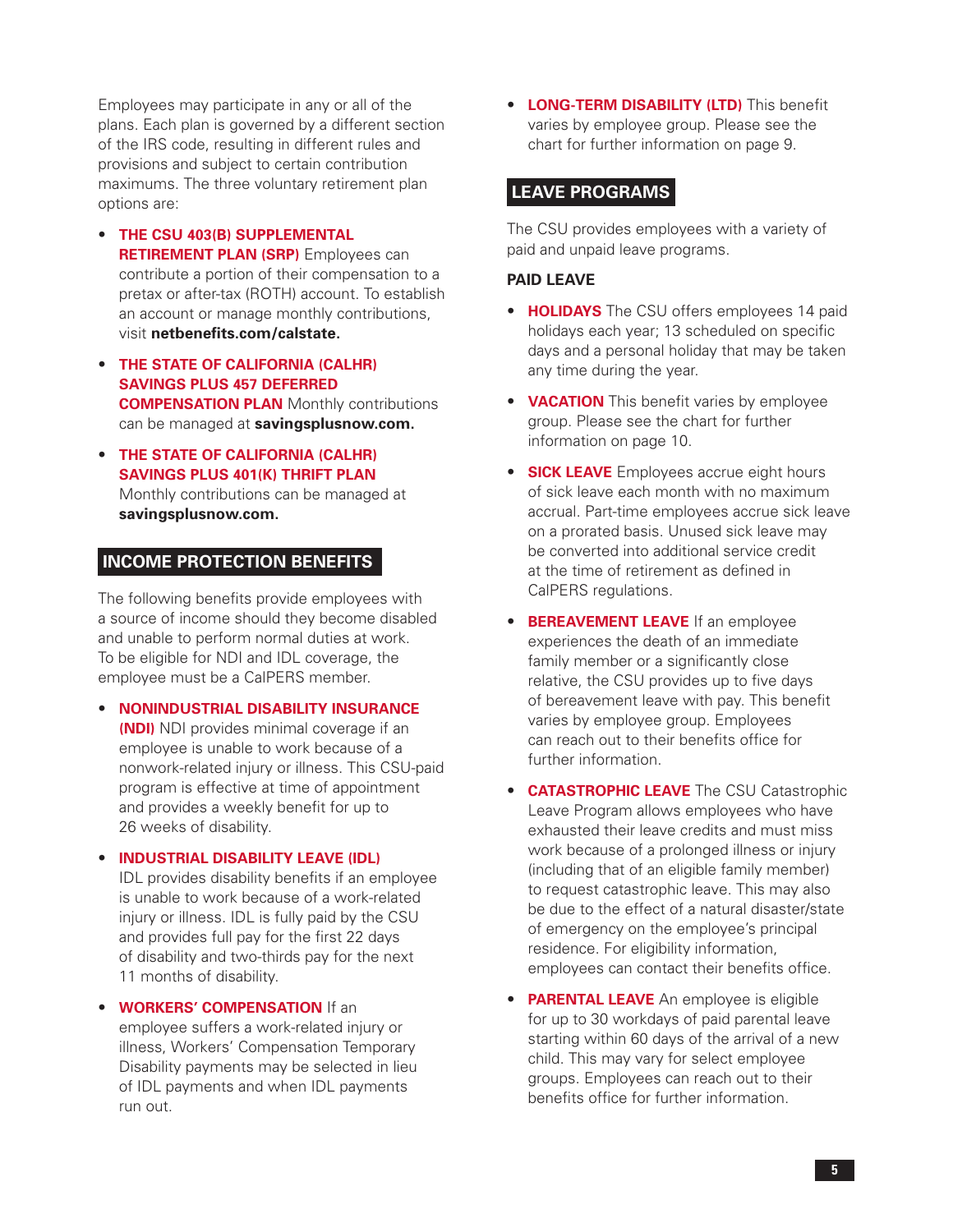Employees may participate in any or all of the plans. Each plan is governed by a different section of the IRS code, resulting in different rules and provisions and subject to certain contribution maximums. The three voluntary retirement plan options are:

- **THE CSU 403(B) SUPPLEMENTAL RETIREMENT PLAN (SRP)** Employees can contribute a portion of their compensation to a pretax or after-tax (ROTH) account. To establish an account or manage monthly contributions, visit **netbenefits.com/calstate.**
- **THE STATE OF CALIFORNIA (CALHR) SAVINGS PLUS 457 DEFERRED COMPENSATION PLAN** Monthly contributions can be managed at **savingsplusnow.com.**
- **THE STATE OF CALIFORNIA (CALHR) SAVINGS PLUS 401(K) THRIFT PLAN** Monthly contributions can be managed at **savingsplusnow.com.**

## INCOME PROTECTION BENEFITS

The following benefits provide employees with a source of income should they become disabled and unable to perform normal duties at work. To be eligible for NDI and IDL coverage, the employee must be a CalPERS member.

- **NONINDUSTRIAL DISABILITY INSURANCE (NDI)** NDI provides minimal coverage if an employee is unable to work because of a nonwork-related injury or illness. This CSU-paid program is effective at time of appointment and provides a weekly benefit for up to 26 weeks of disability.
- **INDUSTRIAL DISABILITY LEAVE (IDL)** IDL provides disability benefits if an employee is unable to work because of a work-related injury or illness. IDL is fully paid by the CSU and provides full pay for the first 22 days of disability and two-thirds pay for the next 11 months of disability.
- **WORKERS' COMPENSATION** If an employee suffers a work-related injury or illness, Workers' Compensation Temporary Disability payments may be selected in lieu of IDL payments and when IDL payments run out.
- **LONG-TERM DISABILITY (LTD)** This benefit varies by employee group. Please see the chart for further information on page 9.

## LEAVE PROGRAMS

The CSU provides employees with a variety of paid and unpaid leave programs.

### PAID LEAVE

- **HOLIDAYS** The CSU offers employees 14 paid holidays each year; 13 scheduled on specific days and a personal holiday that may be taken any time during the year.
- **VACATION** This benefit varies by employee group. Please see the chart for further information on page 10.
- **SICK LEAVE** Employees accrue eight hours of sick leave each month with no maximum accrual. Part-time employees accrue sick leave on a prorated basis. Unused sick leave may be converted into additional service credit at the time of retirement as defined in CalPERS regulations.
- **BEREAVEMENT LEAVE** If an employee experiences the death of an immediate family member or a significantly close relative, the CSU provides up to five days of bereavement leave with pay. This benefit varies by employee group. Employees can reach out to their benefits office for further information.
- **CATASTROPHIC LEAVE** The CSU Catastrophic Leave Program allows employees who have exhausted their leave credits and must miss work because of a prolonged illness or injury (including that of an eligible family member) to request catastrophic leave. This may also be due to the effect of a natural disaster/state of emergency on the employee's principal residence. For eligibility information, employees can contact their benefits office.
- **PARENTAL LEAVE** An employee is eligible for up to 30 workdays of paid parental leave starting within 60 days of the arrival of a new child. This may vary for select employee groups. Employees can reach out to their benefits office for further information.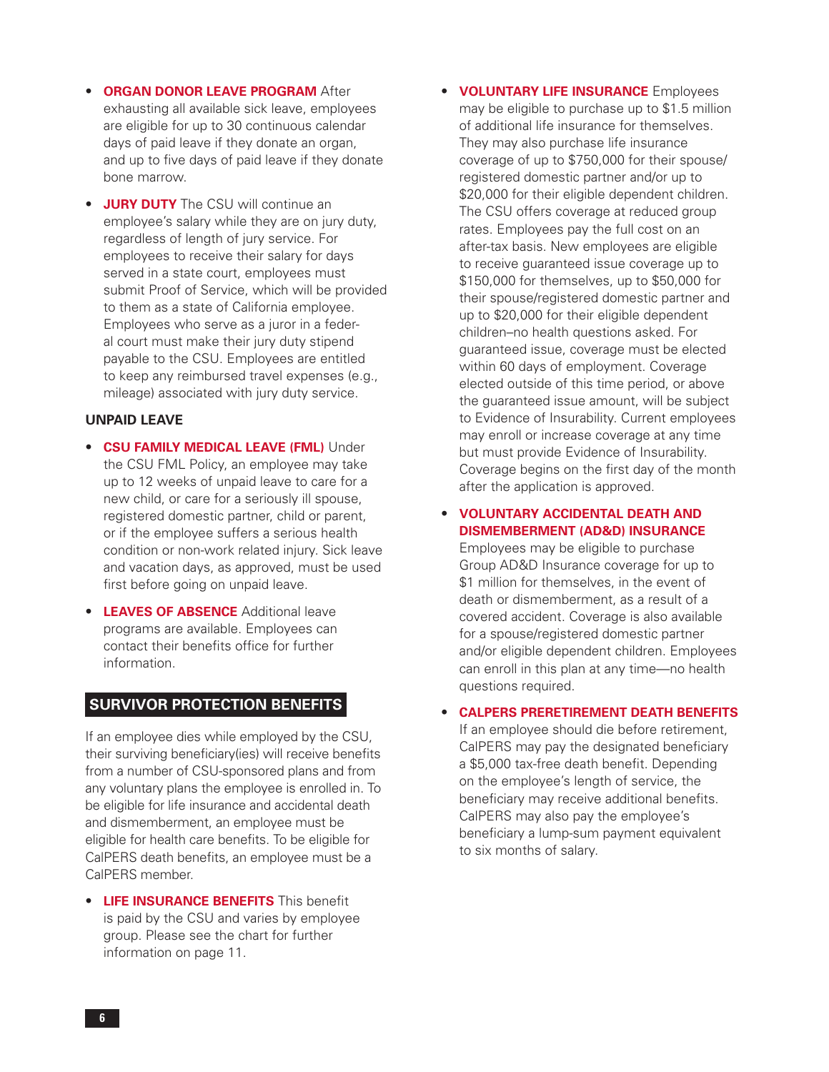- **ORGAN DONOR LEAVE PROGRAM** After exhausting all available sick leave, employees are eligible for up to 30 continuous calendar days of paid leave if they donate an organ, and up to five days of paid leave if they donate bone marrow.
- **JURY DUTY** The CSU will continue an employee's salary while they are on jury duty, regardless of length of jury service. For employees to receive their salary for days served in a state court, employees must submit Proof of Service, which will be provided to them as a state of California employee. Employees who serve as a juror in a federal court must make their jury duty stipend payable to the CSU. Employees are entitled to keep any reimbursed travel expenses (e.g., mileage) associated with jury duty service.

### UNPAID LEAVE

- **CSU FAMILY MEDICAL LEAVE (FML)** Under the CSU FML Policy, an employee may take up to 12 weeks of unpaid leave to care for a new child, or care for a seriously ill spouse, registered domestic partner, child or parent, or if the employee suffers a serious health condition or non-work related injury. Sick leave and vacation days, as approved, must be used first before going on unpaid leave.
- **LEAVES OF ABSENCE** Additional leave programs are available. Employees can contact their benefits office for further information.

## SURVIVOR PROTECTION BENEFITS

If an employee dies while employed by the CSU, their surviving beneficiary(ies) will receive benefits from a number of CSU-sponsored plans and from any voluntary plans the employee is enrolled in. To be eligible for life insurance and accidental death and dismemberment, an employee must be eligible for health care benefits. To be eligible for CalPERS death benefits, an employee must be a CalPERS member.

- **LIFE INSURANCE BENEFITS** This benefit is paid by the CSU and varies by employee group. Please see the chart for further information on page 11.
- **VOLUNTARY LIFE INSURANCE** Employees may be eligible to purchase up to $1.5 million of additional life insurance for themselves. They may also purchase life insurance coverage of up to $750,000 for their spouse/registered domestic partner and/or up to $20,000 for their eligible dependent children. The CSU offers coverage at reduced group rates. Employees pay the full cost on an after-tax basis. New employees are eligible to receive guaranteed issue coverage up to $150,000 for themselves, up to $50,000 for their spouse/registered domestic partner and up to $20,000 for their eligible dependent children–no health questions asked. For guaranteed issue, coverage must be elected within 60 days of employment. Coverage elected outside of this time period, or above the guaranteed issue amount, will be subject to Evidence of Insurability. Current employees may enroll or increase coverage at any time but must provide Evidence of Insurability. Coverage begins on the first day of the month after the application is approved.
- **VOLUNTARY ACCIDENTAL DEATH AND DISMEMBERMENT (AD&D) INSURANCE** Employees may be eligible to purchase Group AD&D Insurance coverage for up to $1 million for themselves, in the event of death or dismemberment, as a result of a covered accident. Coverage is also available for a spouse/registered domestic partner and/or eligible dependent children. Employees can enroll in this plan at any time—no health questions required.
- **CALPERS PRERETIREMENT DEATH BENEFITS** If an employee should die before retirement, CalPERS may pay the designated beneficiary a $5,000 tax-free death benefit. Depending on the employee's length of service, the beneficiary may receive additional benefits. CalPERS may also pay the employee's beneficiary a lump-sum payment equivalent to six months of salary.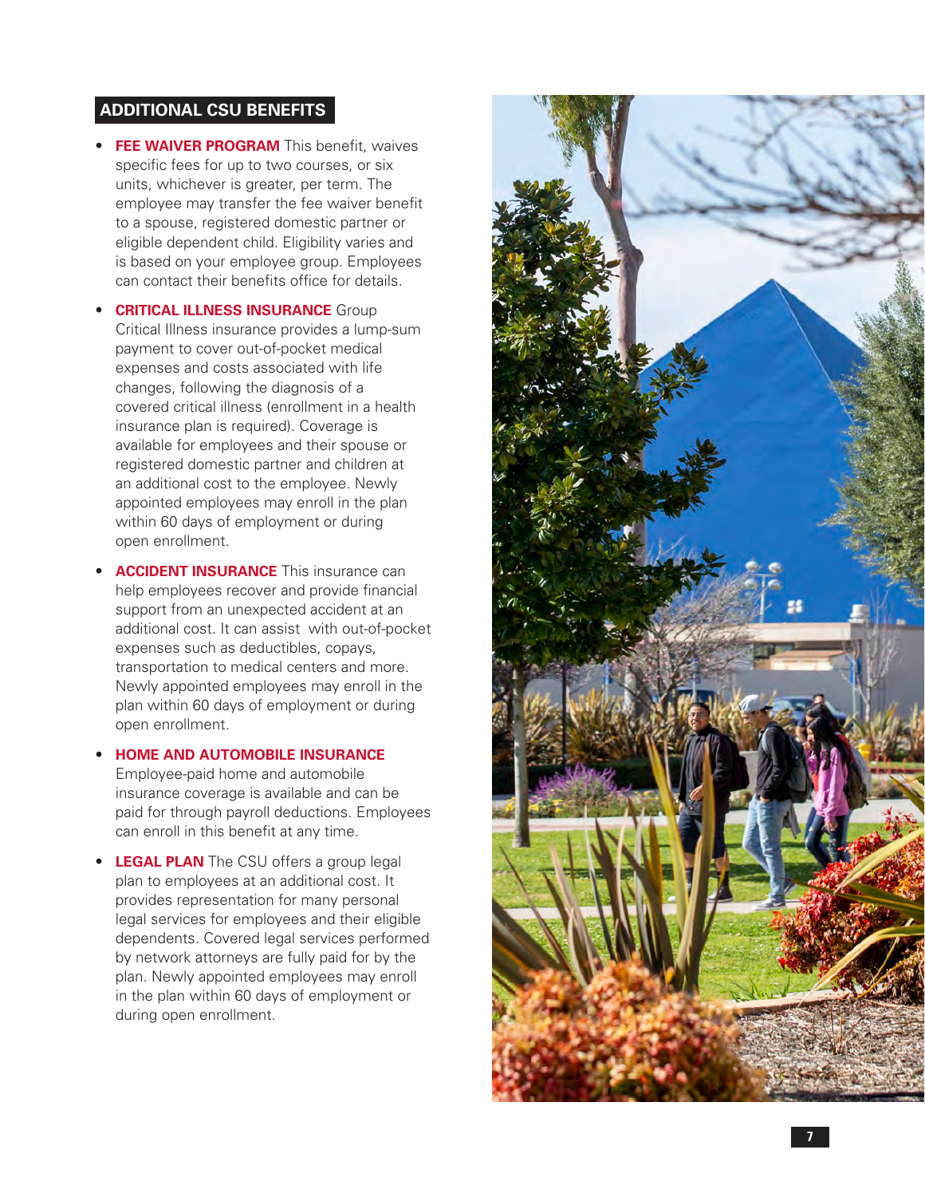## ADDITIONAL CSU BENEFITS

- **FEE WAIVER PROGRAM** This benefit, waives specific fees for up to two courses, or six units, whichever is greater, per term. The employee may transfer the fee waiver benefit to a spouse, registered domestic partner or eligible dependent child. Eligibility varies and is based on your employee group. Employees can contact their benefits office for details.
- **CRITICAL ILLNESS INSURANCE** Group Critical Illness insurance provides a lump-sum payment to cover out-of-pocket medical expenses and costs associated with life changes, following the diagnosis of a covered critical illness (enrollment in a health insurance plan is required). Coverage is available for employees and their spouse or registered domestic partner and children at an additional cost to the employee. Newly appointed employees may enroll in the plan within 60 days of employment or during open enrollment.
- **ACCIDENT INSURANCE** This insurance can help employees recover and provide financial support from an unexpected accident at an additional cost. It can assist with out-of-pocket expenses such as deductibles, copays, transportation to medical centers and more. Newly appointed employees may enroll in the plan within 60 days of employment or during open enrollment.
- **HOME AND AUTOMOBILE INSURANCE** Employee-paid home and automobile insurance coverage is available and can be paid for through payroll deductions. Employees can enroll in this benefit at any time.
- **LEGAL PLAN** The CSU offers a group legal plan to employees at an additional cost. It provides representation for many personal legal services for employees and their eligible dependents. Covered legal services performed by network attorneys are fully paid for by the plan. Newly appointed employees may enroll in the plan within 60 days of employment or during open enrollment.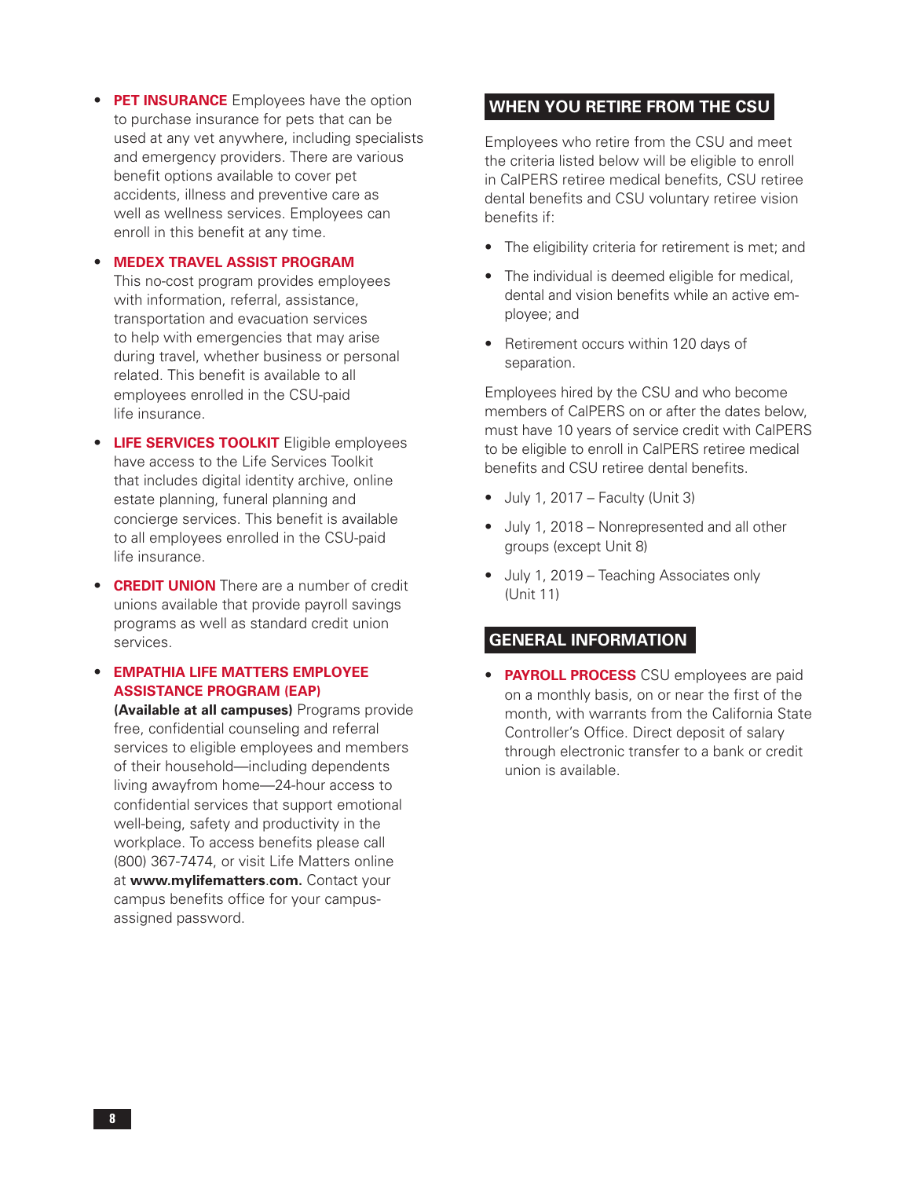- **PET INSURANCE** Employees have the option to purchase insurance for pets that can be used at any vet anywhere, including specialists and emergency providers. There are various benefit options available to cover pet accidents, illness and preventive care as well as wellness services. Employees can enroll in this benefit at any time.

- **MEDEX TRAVEL ASSIST PROGRAM** This no-cost program provides employees with information, referral, assistance, transportation and evacuation services to help with emergencies that may arise during travel, whether business or personal related. This benefit is available to all employees enrolled in the CSU-paid life insurance.

- **LIFE SERVICES TOOLKIT** Eligible employees have access to the Life Services Toolkit that includes digital identity archive, online estate planning, funeral planning and concierge services. This benefit is available to all employees enrolled in the CSU-paid life insurance.

- **CREDIT UNION** There are a number of credit unions available that provide payroll savings programs as well as standard credit union services.

- **EMPATHIA LIFE MATTERS EMPLOYEE ASSISTANCE PROGRAM (EAP)** **(Available at all campuses)** Programs provide free, confidential counseling and referral services to eligible employees and members of their household—including dependents living awayfrom home—24-hour access to confidential services that support emotional well-being, safety and productivity in the workplace. To access benefits please call (800) 367-7474, or visit Life Matters online at **www.mylifematters.com.** Contact your campus benefits office for your campus-assigned password.

## WHEN YOU RETIRE FROM THE CSU

Employees who retire from the CSU and meet the criteria listed below will be eligible to enroll in CalPERS retiree medical benefits, CSU retiree dental benefits and CSU voluntary retiree vision benefits if:

- The eligibility criteria for retirement is met; and
- The individual is deemed eligible for medical, dental and vision benefits while an active employee; and
- Retirement occurs within 120 days of separation.

Employees hired by the CSU and who become members of CalPERS on or after the dates below, must have 10 years of service credit with CalPERS to be eligible to enroll in CalPERS retiree medical benefits and CSU retiree dental benefits.

- July 1, 2017 – Faculty (Unit 3)
- July 1, 2018 – Nonrepresented and all other groups (except Unit 8)
- July 1, 2019 – Teaching Associates only (Unit 11)

## GENERAL INFORMATION

- **PAYROLL PROCESS** CSU employees are paid on a monthly basis, on or near the first of the month, with warrants from the California State Controller's Office. Direct deposit of salary through electronic transfer to a bank or credit union is available.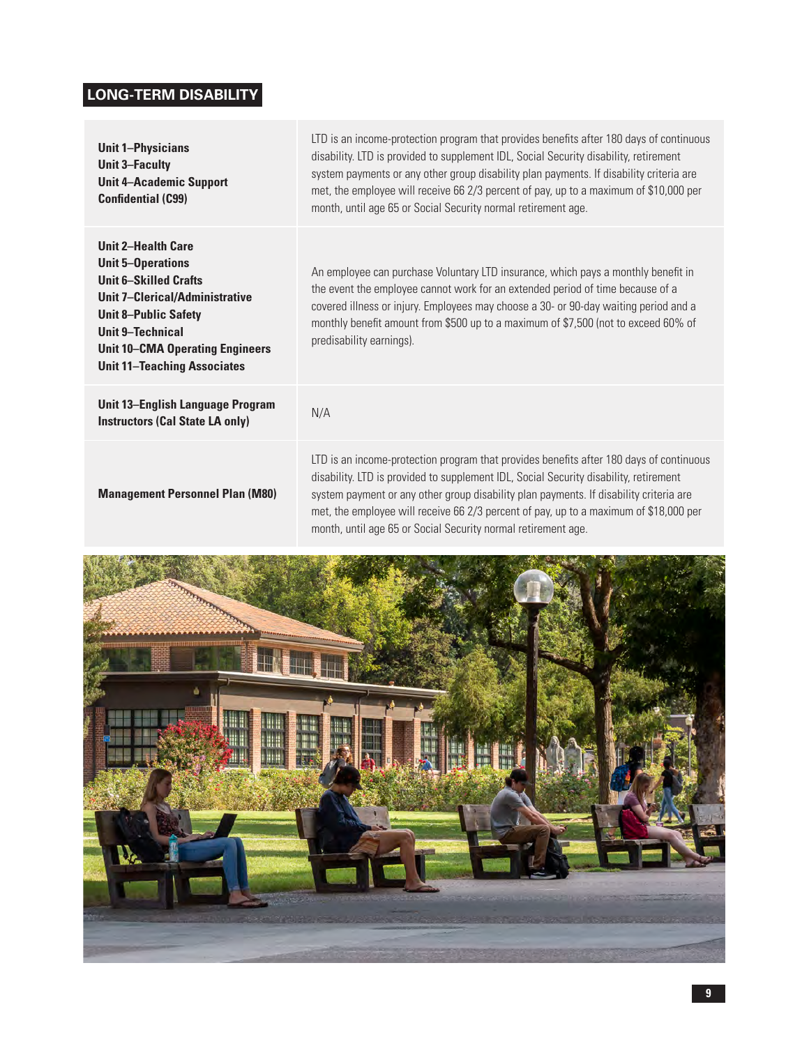## LONG-TERM DISABILITY

| Bargaining Unit | Long-Term Disability |
|---|---|
| **Unit 1–Physicians**<br>**Unit 3–Faculty**<br>**Unit 4–Academic Support**<br>**Confidential (C99)** | LTD is an income-protection program that provides benefits after 180 days of continuous disability. LTD is provided to supplement IDL, Social Security disability, retirement system payments or any other group disability plan payments. If disability criteria are met, the employee will receive 66 2/3 percent of pay, up to a maximum of $10,000 per month, until age 65 or Social Security normal retirement age. |
| **Unit 2–Health Care**<br>**Unit 5–Operations**<br>**Unit 6–Skilled Crafts**<br>**Unit 7–Clerical/Administrative**<br>**Unit 8–Public Safety**<br>**Unit 9–Technical**<br>**Unit 10–CMA Operating Engineers**<br>**Unit 11–Teaching Associates** | An employee can purchase Voluntary LTD insurance, which pays a monthly benefit in the event the employee cannot work for an extended period of time because of a covered illness or injury. Employees may choose a 30- or 90-day waiting period and a monthly benefit amount from $500 up to a maximum of $7,500 (not to exceed 60% of predisability earnings). |
| **Unit 13–English Language Program Instructors (Cal State LA only)** | N/A |
| **Management Personnel Plan (M80)** | LTD is an income-protection program that provides benefits after 180 days of continuous disability. LTD is provided to supplement IDL, Social Security disability, retirement system payment or any other group disability plan payments. If disability criteria are met, the employee will receive 66 2/3 percent of pay, up to a maximum of $18,000 per month, until age 65 or Social Security normal retirement age. |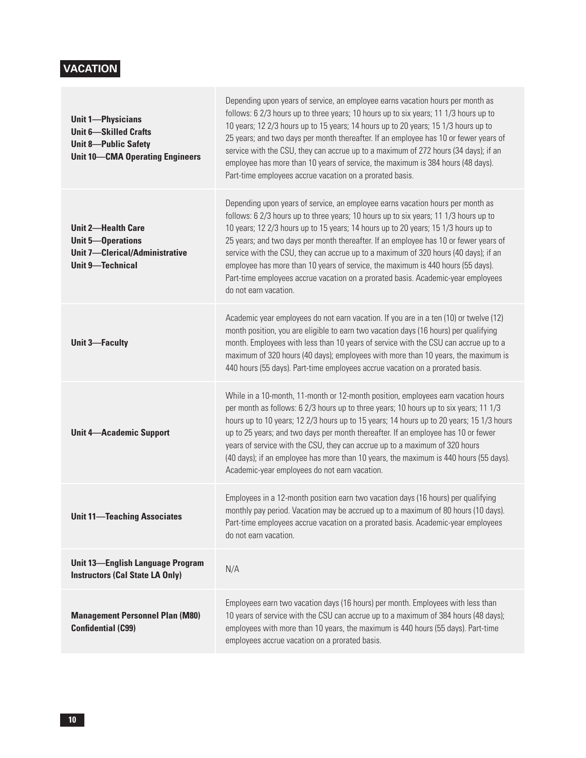## VACATION

| | |
|---|---|
| **Unit 1—Physicians**<br>**Unit 6—Skilled Crafts**<br>**Unit 8—Public Safety**<br>**Unit 10—CMA Operating Engineers** | Depending upon years of service, an employee earns vacation hours per month as follows: 6 2/3 hours up to three years; 10 hours up to six years; 11 1/3 hours up to 10 years; 12 2/3 hours up to 15 years; 14 hours up to 20 years; 15 1/3 hours up to 25 years; and two days per month thereafter. If an employee has 10 or fewer years of service with the CSU, they can accrue up to a maximum of 272 hours (34 days); if an employee has more than 10 years of service, the maximum is 384 hours (48 days). Part-time employees accrue vacation on a prorated basis. |
| **Unit 2—Health Care**<br>**Unit 5—Operations**<br>**Unit 7—Clerical/Administrative**<br>**Unit 9—Technical** | Depending upon years of service, an employee earns vacation hours per month as follows: 6 2/3 hours up to three years; 10 hours up to six years; 11 1/3 hours up to 10 years; 12 2/3 hours up to 15 years; 14 hours up to 20 years; 15 1/3 hours up to 25 years; and two days per month thereafter. If an employee has 10 or fewer years of service with the CSU, they can accrue up to a maximum of 320 hours (40 days); if an employee has more than 10 years of service, the maximum is 440 hours (55 days). Part-time employees accrue vacation on a prorated basis. Academic-year employees do not earn vacation. |
| **Unit 3—Faculty** | Academic year employees do not earn vacation. If you are in a ten (10) or twelve (12) month position, you are eligible to earn two vacation days (16 hours) per qualifying month. Employees with less than 10 years of service with the CSU can accrue up to a maximum of 320 hours (40 days); employees with more than 10 years, the maximum is 440 hours (55 days). Part-time employees accrue vacation on a prorated basis. |
| **Unit 4—Academic Support** | While in a 10-month, 11-month or 12-month position, employees earn vacation hours per month as follows: 6 2/3 hours up to three years; 10 hours up to six years; 11 1/3 hours up to 10 years; 12 2/3 hours up to 15 years; 14 hours up to 20 years; 15 1/3 hours up to 25 years; and two days per month thereafter. If an employee has 10 or fewer years of service with the CSU, they can accrue up to a maximum of 320 hours (40 days); if an employee has more than 10 years, the maximum is 440 hours (55 days). Academic-year employees do not earn vacation. |
| **Unit 11—Teaching Associates** | Employees in a 12-month position earn two vacation days (16 hours) per qualifying monthly pay period. Vacation may be accrued up to a maximum of 80 hours (10 days). Part-time employees accrue vacation on a prorated basis. Academic-year employees do not earn vacation. |
| **Unit 13—English Language Program Instructors (Cal State LA Only)** | N/A |
| **Management Personnel Plan (M80)**<br>**Confidential (C99)** | Employees earn two vacation days (16 hours) per month. Employees with less than 10 years of service with the CSU can accrue up to a maximum of 384 hours (48 days); employees with more than 10 years, the maximum is 440 hours (55 days). Part-time employees accrue vacation on a prorated basis. |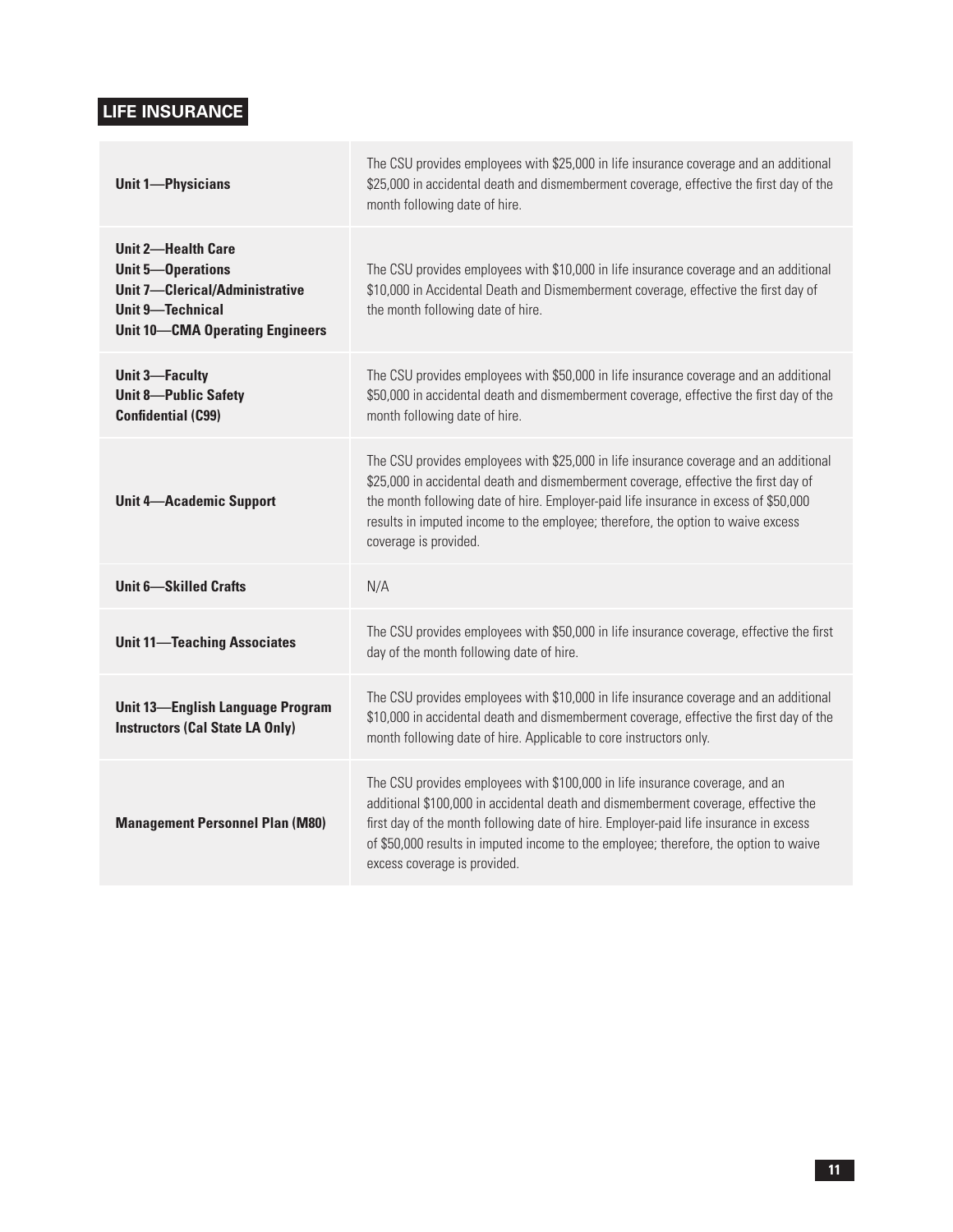## LIFE INSURANCE

| Unit | Coverage |
|---|---|
| **Unit 1—Physicians** | The CSU provides employees with $25,000 in life insurance coverage and an additional $25,000 in accidental death and dismemberment coverage, effective the first day of the month following date of hire. |
| **Unit 2—Health Care**<br>**Unit 5—Operations**<br>**Unit 7—Clerical/Administrative**<br>**Unit 9—Technical**<br>**Unit 10—CMA Operating Engineers** | The CSU provides employees with $10,000 in life insurance coverage and an additional $10,000 in Accidental Death and Dismemberment coverage, effective the first day of the month following date of hire. |
| **Unit 3—Faculty**<br>**Unit 8—Public Safety**<br>**Confidential (C99)** | The CSU provides employees with $50,000 in life insurance coverage and an additional $50,000 in accidental death and dismemberment coverage, effective the first day of the month following date of hire. |
| **Unit 4—Academic Support** | The CSU provides employees with $25,000 in life insurance coverage and an additional $25,000 in accidental death and dismemberment coverage, effective the first day of the month following date of hire. Employer-paid life insurance in excess of $50,000 results in imputed income to the employee; therefore, the option to waive excess coverage is provided. |
| **Unit 6—Skilled Crafts** | N/A |
| **Unit 11—Teaching Associates** | The CSU provides employees with $50,000 in life insurance coverage, effective the first day of the month following date of hire. |
| **Unit 13—English Language Program Instructors (Cal State LA Only)** | The CSU provides employees with $10,000 in life insurance coverage and an additional $10,000 in accidental death and dismemberment coverage, effective the first day of the month following date of hire. Applicable to core instructors only. |
| **Management Personnel Plan (M80)** | The CSU provides employees with $100,000 in life insurance coverage, and an additional $100,000 in accidental death and dismemberment coverage, effective the first day of the month following date of hire. Employer-paid life insurance in excess of $50,000 results in imputed income to the employee; therefore, the option to waive excess coverage is provided. |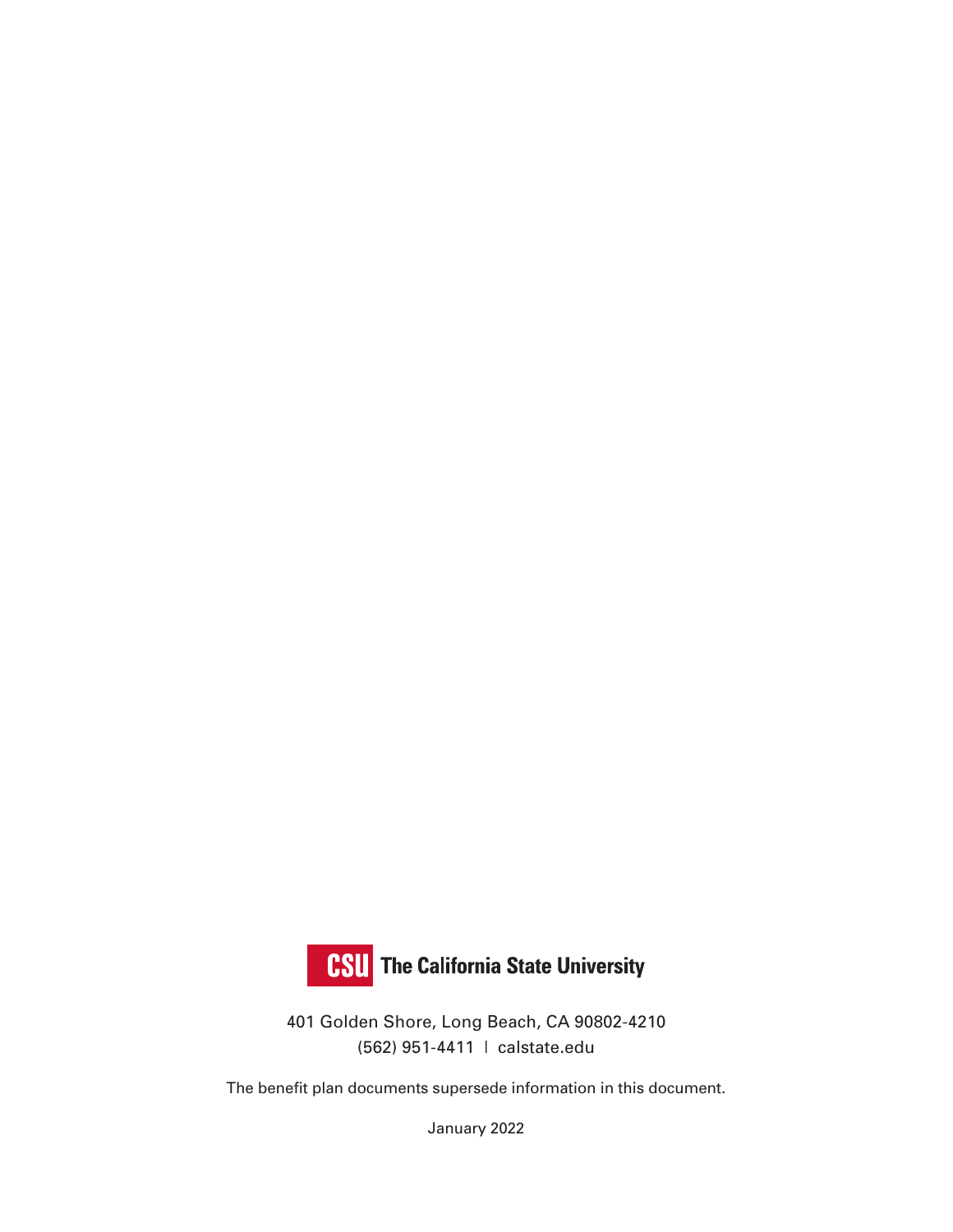CSU The California State University

401 Golden Shore, Long Beach, CA 90802-4210
(562) 951-4411 | calstate.edu

The benefit plan documents supersede information in this document.

January 2022